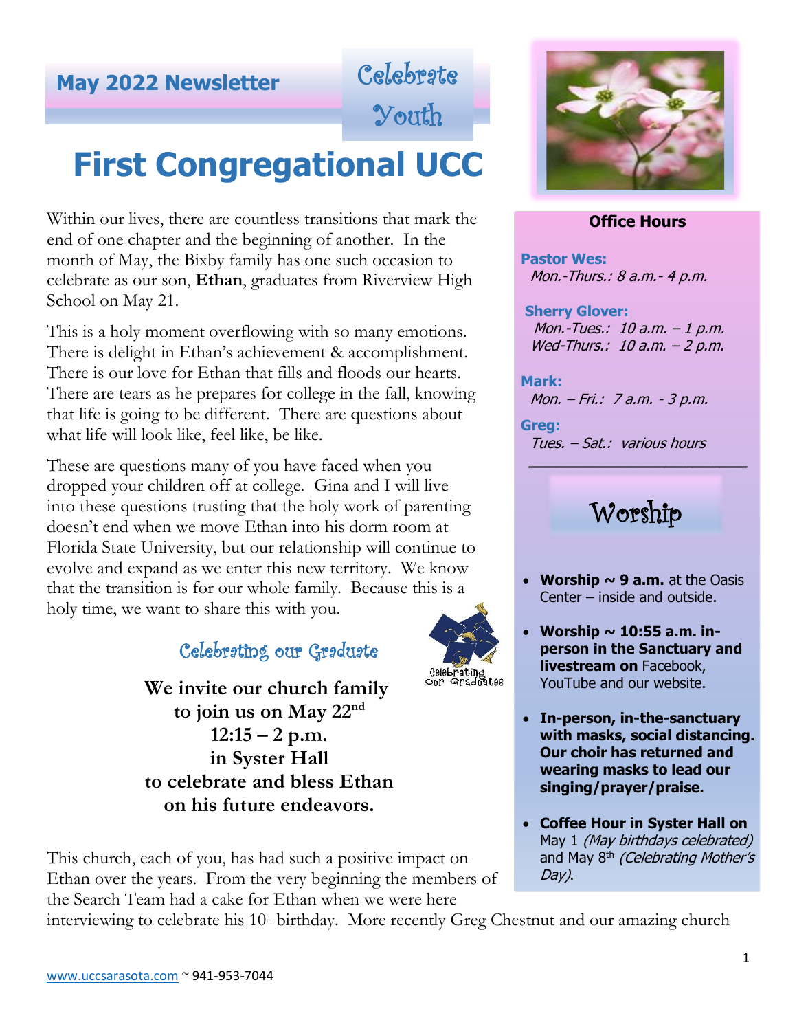**May 2022 Newsletter**

Celebrate Youth

# First Congregational UCC

Within our lives, there are countless transitions that mark the end of one chapter and the beginning of another. In the month of May, the Bixby family has one such occasion to celebrate as our son, **Ethan**, graduates from Riverview High School on May 21.

This is a holy moment overflowing with so many emotions. There is delight in Ethan's achievement & accomplishment. There is our love for Ethan that fills and floods our hearts. There are tears as he prepares for college in the fall, knowing that life is going to be different. There are questions about what life will look like, feel like, be like.

These are questions many of you have faced when you dropped your children off at college. Gina and I will live into these questions trusting that the holy work of parenting doesn't end when we move Ethan into his dorm room at Florida State University, but our relationship will continue to evolve and expand as we enter this new territory. We know that the transition is for our whole family. Because this is a holy time, we want to share this with you.

## Celebrating our Graduate

**We invite our church family to join us on May 22nd 12:15 – 2 p.m. in Syster Hall to celebrate and bless Ethan on his future endeavors.**

This church, each of you, has had such a positive impact on Ethan over the years. From the very beginning the members of the Search Team had a cake for Ethan when we were here interviewing to celebrate his 10th birthday. More recently Greg Chestnut and our amazing church

### Office Hours

**Pastor Wes:**
*Mon.-Thurs.: 8 a.m.- 4 p.m.*

**Sherry Glover:**
*Mon.-Tues.: 10 a.m. – 1 p.m.*
*Wed-Thurs.: 10 a.m. – 2 p.m.*

**Mark:**
*Mon. – Fri.: 7 a.m. - 3 p.m.*

**Greg:**
*Tues. – Sat.: various hours*

## Worship

- **Worship ~ 9 a.m.** at the Oasis Center – inside and outside.
- **Worship ~ 10:55 a.m. in-person in the Sanctuary and livestream on** Facebook, YouTube and our website.
- **In-person, in-the-sanctuary with masks, social distancing. Our choir has returned and wearing masks to lead our singing/prayer/praise.**
- **Coffee Hour in Syster Hall on** May 1 *(May birthdays celebrated)* and May 8th *(Celebrating Mother's Day)*.

www.uccsarasota.com ~ 941-953-7044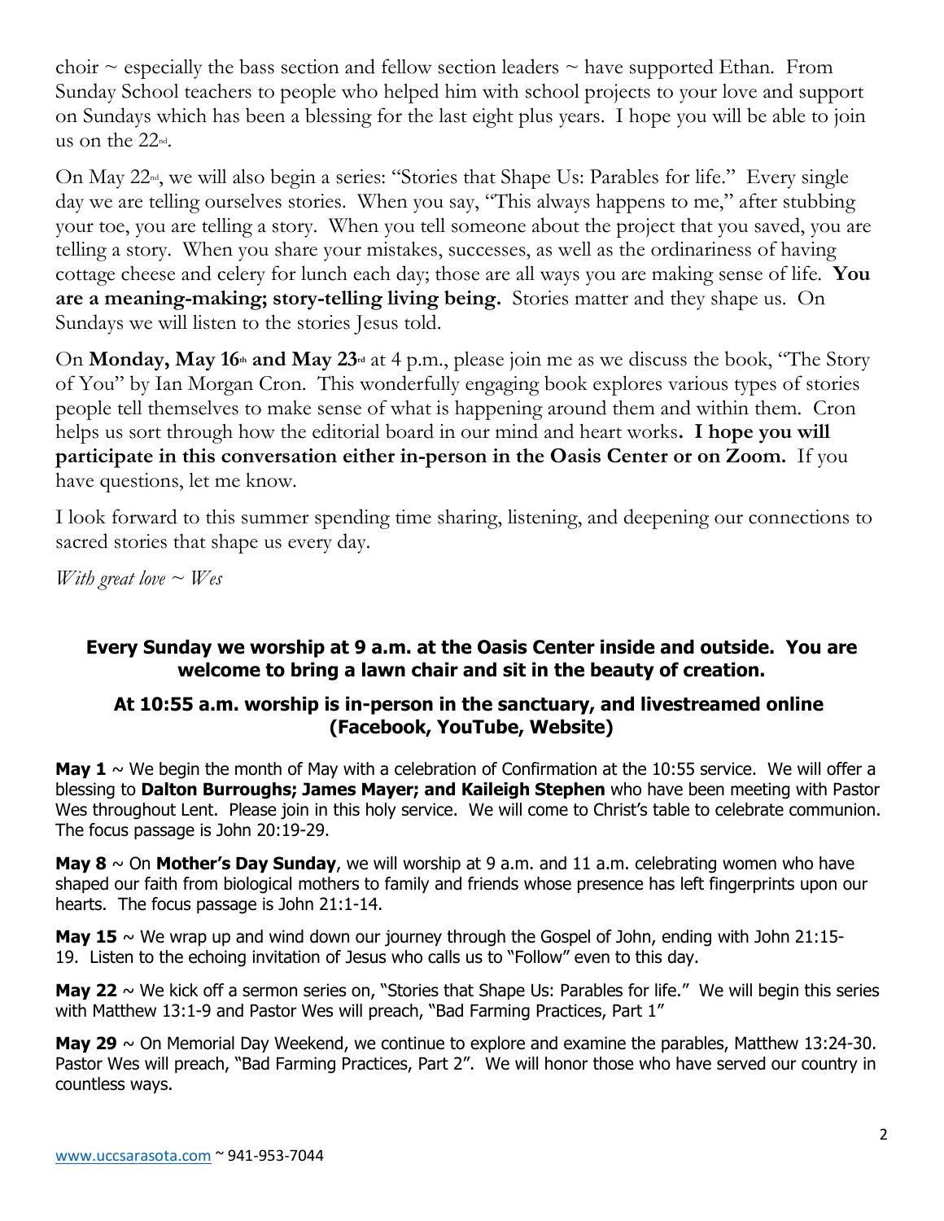choir ~ especially the bass section and fellow section leaders ~ have supported Ethan. From Sunday School teachers to people who helped him with school projects to your love and support on Sundays which has been a blessing for the last eight plus years. I hope you will be able to join us on the 22nd.

On May 22nd, we will also begin a series: "Stories that Shape Us: Parables for life." Every single day we are telling ourselves stories. When you say, "This always happens to me," after stubbing your toe, you are telling a story. When you tell someone about the project that you saved, you are telling a story. When you share your mistakes, successes, as well as the ordinariness of having cottage cheese and celery for lunch each day; those are all ways you are making sense of life. **You are a meaning-making; story-telling living being.** Stories matter and they shape us. On Sundays we will listen to the stories Jesus told.

On **Monday, May 16th and May 23rd** at 4 p.m., please join me as we discuss the book, "The Story of You" by Ian Morgan Cron. This wonderfully engaging book explores various types of stories people tell themselves to make sense of what is happening around them and within them. Cron helps us sort through how the editorial board in our mind and heart works**. I hope you will participate in this conversation either in-person in the Oasis Center or on Zoom.** If you have questions, let me know.

I look forward to this summer spending time sharing, listening, and deepening our connections to sacred stories that shape us every day.

*With great love ~ Wes*

**Every Sunday we worship at 9 a.m. at the Oasis Center inside and outside. You are welcome to bring a lawn chair and sit in the beauty of creation.**

**At 10:55 a.m. worship is in-person in the sanctuary, and livestreamed online (Facebook, YouTube, Website)**

**May 1** ~ We begin the month of May with a celebration of Confirmation at the 10:55 service. We will offer a blessing to **Dalton Burroughs; James Mayer; and Kaileigh Stephen** who have been meeting with Pastor Wes throughout Lent. Please join in this holy service. We will come to Christ's table to celebrate communion. The focus passage is John 20:19-29.

**May 8** ~ On **Mother's Day Sunday**, we will worship at 9 a.m. and 11 a.m. celebrating women who have shaped our faith from biological mothers to family and friends whose presence has left fingerprints upon our hearts. The focus passage is John 21:1-14.

**May 15** ~ We wrap up and wind down our journey through the Gospel of John, ending with John 21:15-19. Listen to the echoing invitation of Jesus who calls us to "Follow" even to this day.

**May 22** ~ We kick off a sermon series on, "Stories that Shape Us: Parables for life." We will begin this series with Matthew 13:1-9 and Pastor Wes will preach, "Bad Farming Practices, Part 1"

**May 29** ~ On Memorial Day Weekend, we continue to explore and examine the parables, Matthew 13:24-30. Pastor Wes will preach, "Bad Farming Practices, Part 2". We will honor those who have served our country in countless ways.

www.uccsarasota.com ~ 941-953-7044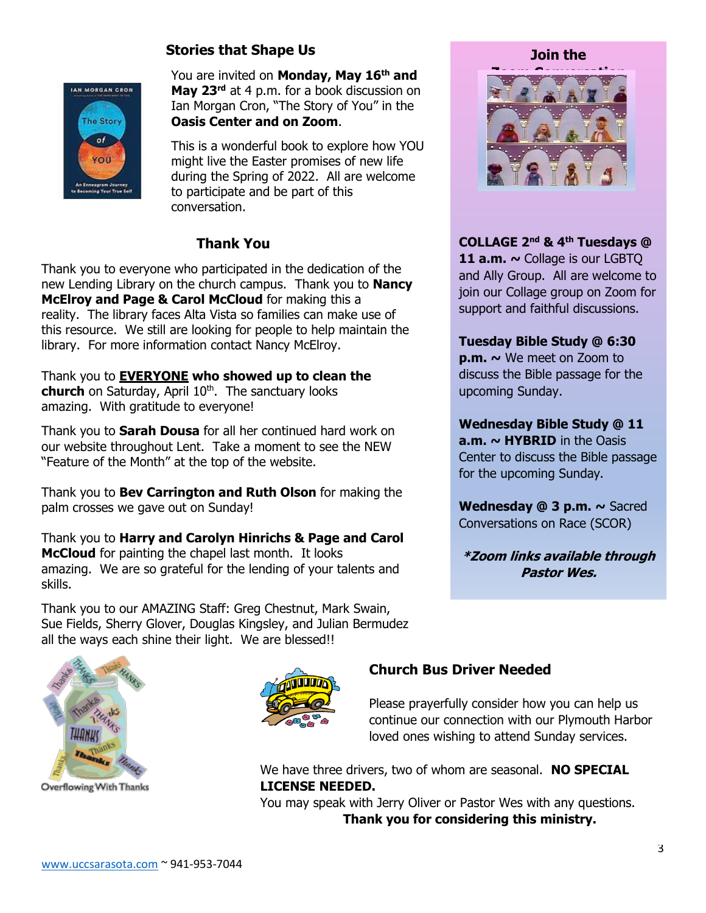## Stories that Shape Us

You are invited on **Monday, May 16th and May 23rd** at 4 p.m. for a book discussion on Ian Morgan Cron, "The Story of You" in the **Oasis Center and on Zoom**.

This is a wonderful book to explore how YOU might live the Easter promises of new life during the Spring of 2022. All are welcome to participate and be part of this conversation.

## Thank You

Thank you to everyone who participated in the dedication of the new Lending Library on the church campus. Thank you to **Nancy McElroy and Page & Carol McCloud** for making this a reality. The library faces Alta Vista so families can make use of this resource. We still are looking for people to help maintain the library. For more information contact Nancy McElroy.

Thank you to **EVERYONE who showed up to clean the church** on Saturday, April 10th. The sanctuary looks amazing. With gratitude to everyone!

Thank you to **Sarah Dousa** for all her continued hard work on our website throughout Lent. Take a moment to see the NEW "Feature of the Month" at the top of the website.

Thank you to **Bev Carrington and Ruth Olson** for making the palm crosses we gave out on Sunday!

Thank you to **Harry and Carolyn Hinrichs & Page and Carol McCloud** for painting the chapel last month. It looks amazing. We are so grateful for the lending of your talents and skills.

Thank you to our AMAZING Staff: Greg Chestnut, Mark Swain, Sue Fields, Sherry Glover, Douglas Kingsley, and Julian Bermudez all the ways each shine their light. We are blessed!!

Overflowing With Thanks

## Join the Zoom Conversation

**COLLAGE 2nd & 4th Tuesdays @ 11 a.m. ~** Collage is our LGBTQ and Ally Group. All are welcome to join our Collage group on Zoom for support and faithful discussions.

**Tuesday Bible Study @ 6:30 p.m. ~** We meet on Zoom to discuss the Bible passage for the upcoming Sunday.

**Wednesday Bible Study @ 11 a.m. ~ HYBRID** in the Oasis Center to discuss the Bible passage for the upcoming Sunday.

**Wednesday @ 3 p.m. ~** Sacred Conversations on Race (SCOR)

***Zoom links available through Pastor Wes.***

## Church Bus Driver Needed

Please prayerfully consider how you can help us continue our connection with our Plymouth Harbor loved ones wishing to attend Sunday services.

We have three drivers, two of whom are seasonal. **NO SPECIAL LICENSE NEEDED.**
You may speak with Jerry Oliver or Pastor Wes with any questions.
**Thank you for considering this ministry.**

www.uccsarasota.com ~ 941-953-7044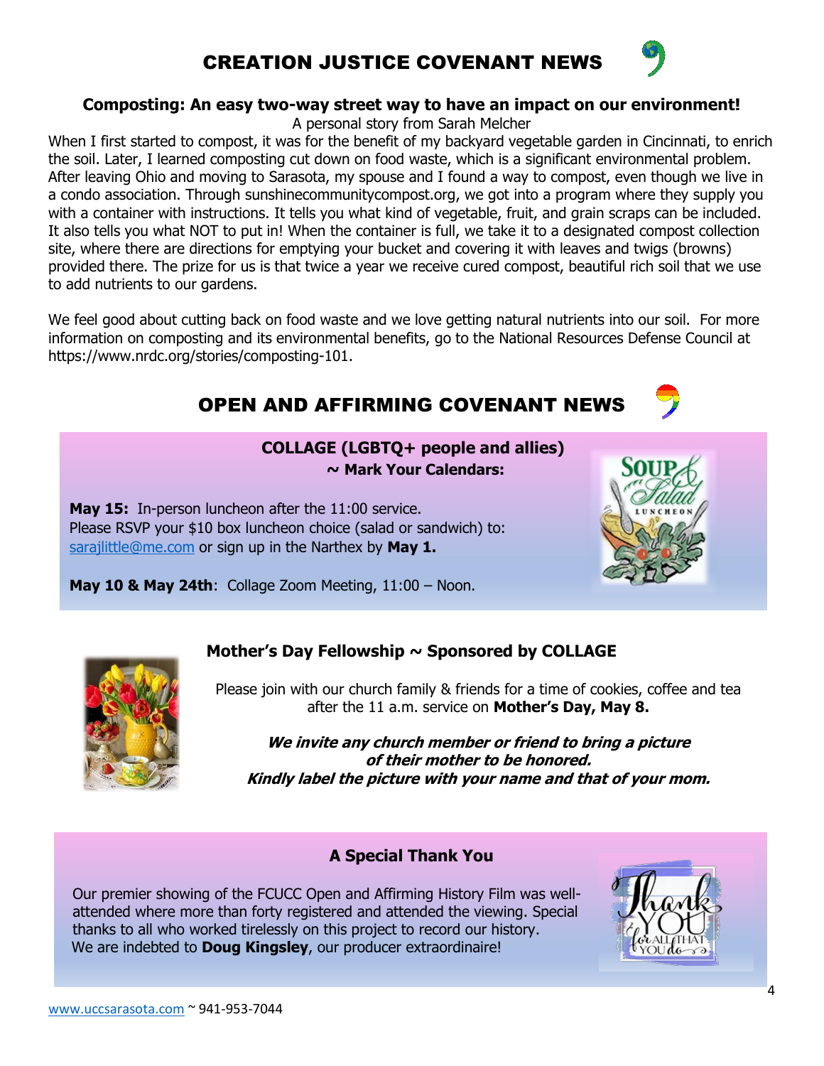# CREATION JUSTICE COVENANT NEWS

### Composting: An easy two-way street way to have an impact on our environment!

A personal story from Sarah Melcher

When I first started to compost, it was for the benefit of my backyard vegetable garden in Cincinnati, to enrich the soil. Later, I learned composting cut down on food waste, which is a significant environmental problem. After leaving Ohio and moving to Sarasota, my spouse and I found a way to compost, even though we live in a condo association. Through sunshinecommunitycompost.org, we got into a program where they supply you with a container with instructions. It tells you what kind of vegetable, fruit, and grain scraps can be included. It also tells you what NOT to put in! When the container is full, we take it to a designated compost collection site, where there are directions for emptying your bucket and covering it with leaves and twigs (browns) provided there. The prize for us is that twice a year we receive cured compost, beautiful rich soil that we use to add nutrients to our gardens.

We feel good about cutting back on food waste and we love getting natural nutrients into our soil. For more information on composting and its environmental benefits, go to the National Resources Defense Council at https://www.nrdc.org/stories/composting-101.

# OPEN AND AFFIRMING COVENANT NEWS

### COLLAGE (LGBTQ+ people and allies)
**~ Mark Your Calendars:**

**May 15:** In-person luncheon after the 11:00 service.
Please RSVP your $10 box luncheon choice (salad or sandwich) to: sarajlittle@me.com or sign up in the Narthex by **May 1.**

**May 10 & May 24th**: Collage Zoom Meeting, 11:00 – Noon.

### Mother's Day Fellowship ~ Sponsored by COLLAGE

Please join with our church family & friends for a time of cookies, coffee and tea after the 11 a.m. service on **Mother's Day, May 8.**

***We invite any church member or friend to bring a picture of their mother to be honored.***
***Kindly label the picture with your name and that of your mom.***

### A Special Thank You

Our premier showing of the FCUCC Open and Affirming History Film was well-attended where more than forty registered and attended the viewing. Special thanks to all who worked tirelessly on this project to record our history.
We are indebted to **Doug Kingsley**, our producer extraordinaire!

www.uccsarasota.com ~ 941-953-7044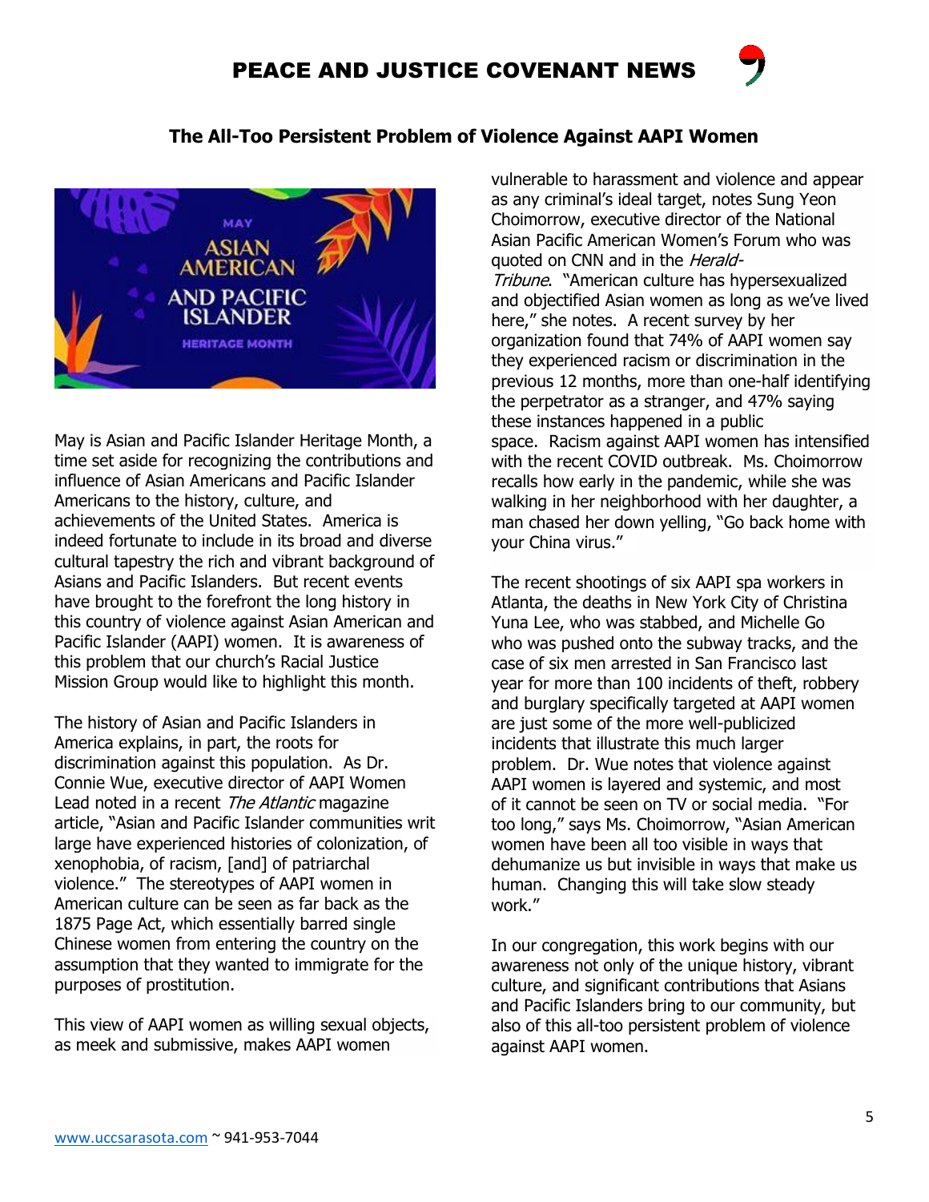## The All-Too Persistent Problem of Violence Against AAPI Women

May is Asian and Pacific Islander Heritage Month, a time set aside for recognizing the contributions and influence of Asian Americans and Pacific Islander Americans to the history, culture, and achievements of the United States. America is indeed fortunate to include in its broad and diverse cultural tapestry the rich and vibrant background of Asians and Pacific Islanders. But recent events have brought to the forefront the long history in this country of violence against Asian American and Pacific Islander (AAPI) women. It is awareness of this problem that our church's Racial Justice Mission Group would like to highlight this month.

The history of Asian and Pacific Islanders in America explains, in part, the roots for discrimination against this population. As Dr. Connie Wue, executive director of AAPI Women Lead noted in a recent *The Atlantic* magazine article, "Asian and Pacific Islander communities writ large have experienced histories of colonization, of xenophobia, of racism, [and] of patriarchal violence." The stereotypes of AAPI women in American culture can be seen as far back as the 1875 Page Act, which essentially barred single Chinese women from entering the country on the assumption that they wanted to immigrate for the purposes of prostitution.

This view of AAPI women as willing sexual objects, as meek and submissive, makes AAPI women vulnerable to harassment and violence and appear as any criminal's ideal target, notes Sung Yeon Choimorrow, executive director of the National Asian Pacific American Women's Forum who was quoted on CNN and in the *Herald-Tribune*. "American culture has hypersexualized and objectified Asian women as long as we've lived here," she notes. A recent survey by her organization found that 74% of AAPI women say they experienced racism or discrimination in the previous 12 months, more than one-half identifying the perpetrator as a stranger, and 47% saying these instances happened in a public space. Racism against AAPI women has intensified with the recent COVID outbreak. Ms. Choimorrow recalls how early in the pandemic, while she was walking in her neighborhood with her daughter, a man chased her down yelling, "Go back home with your China virus."

The recent shootings of six AAPI spa workers in Atlanta, the deaths in New York City of Christina Yuna Lee, who was stabbed, and Michelle Go who was pushed onto the subway tracks, and the case of six men arrested in San Francisco last year for more than 100 incidents of theft, robbery and burglary specifically targeted at AAPI women are just some of the more well-publicized incidents that illustrate this much larger problem. Dr. Wue notes that violence against AAPI women is layered and systemic, and most of it cannot be seen on TV or social media. "For too long," says Ms. Choimorrow, "Asian American women have been all too visible in ways that dehumanize us but invisible in ways that make us human. Changing this will take slow steady work."

In our congregation, this work begins with our awareness not only of the unique history, vibrant culture, and significant contributions that Asians and Pacific Islanders bring to our community, but also of this all-too persistent problem of violence against AAPI women.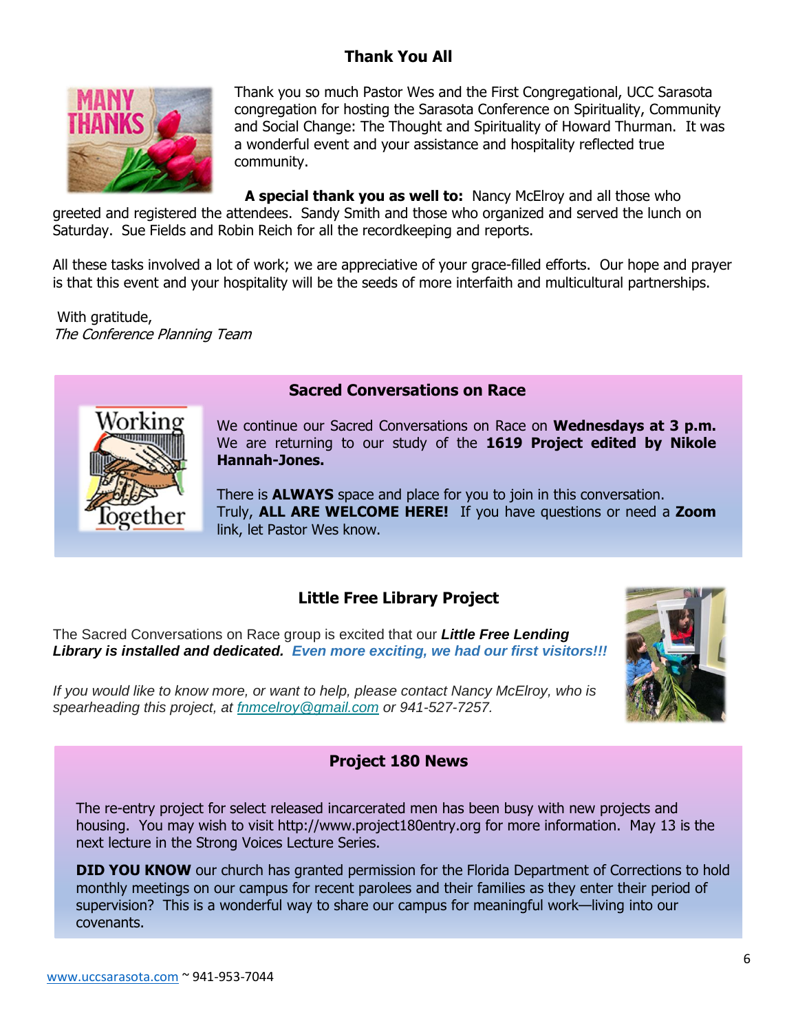## Thank You All

Thank you so much Pastor Wes and the First Congregational, UCC Sarasota congregation for hosting the Sarasota Conference on Spirituality, Community and Social Change: The Thought and Spirituality of Howard Thurman. It was a wonderful event and your assistance and hospitality reflected true community.

**A special thank you as well to:** Nancy McElroy and all those who greeted and registered the attendees. Sandy Smith and those who organized and served the lunch on Saturday. Sue Fields and Robin Reich for all the recordkeeping and reports.

All these tasks involved a lot of work; we are appreciative of your grace-filled efforts. Our hope and prayer is that this event and your hospitality will be the seeds of more interfaith and multicultural partnerships.

With gratitude,
*The Conference Planning Team*

## Sacred Conversations on Race

We continue our Sacred Conversations on Race on **Wednesdays at 3 p.m.** We are returning to our study of the **1619 Project edited by Nikole Hannah-Jones.**

There is **ALWAYS** space and place for you to join in this conversation. Truly, **ALL ARE WELCOME HERE!** If you have questions or need a **Zoom** link, let Pastor Wes know.

## Little Free Library Project

The Sacred Conversations on Race group is excited that our ***Little Free Lending Library is installed and dedicated.*** ***Even more exciting, we had our first visitors!!!***

*If you would like to know more, or want to help, please contact Nancy McElroy, who is spearheading this project, at [fnmcelroy@gmail.com](mailto:fnmcelroy@gmail.com) or 941-527-7257.*

## Project 180 News

The re-entry project for select released incarcerated men has been busy with new projects and housing. You may wish to visit http://www.project180entry.org for more information. May 13 is the next lecture in the Strong Voices Lecture Series.

**DID YOU KNOW** our church has granted permission for the Florida Department of Corrections to hold monthly meetings on our campus for recent parolees and their families as they enter their period of supervision? This is a wonderful way to share our campus for meaningful work—living into our covenants.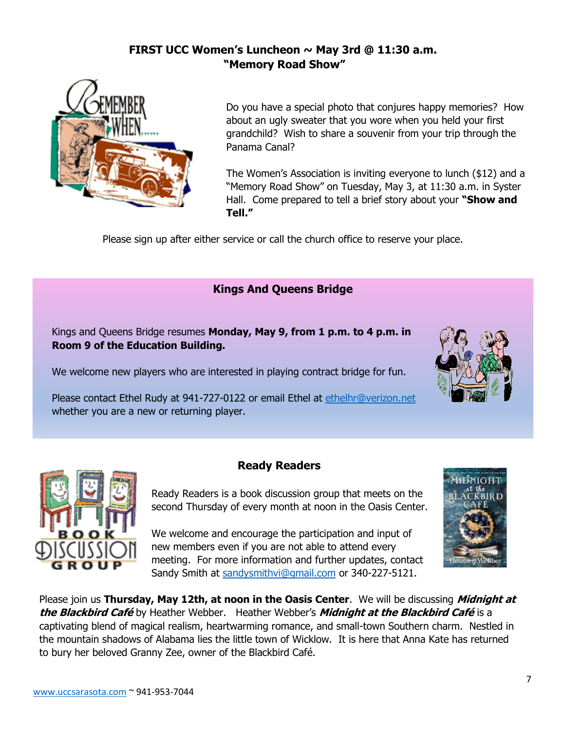**FIRST UCC Women's Luncheon ~ May 3rd @ 11:30 a.m.**
**"Memory Road Show"**

Do you have a special photo that conjures happy memories? How about an ugly sweater that you wore when you held your first grandchild? Wish to share a souvenir from your trip through the Panama Canal?

The Women's Association is inviting everyone to lunch ($12) and a "Memory Road Show" on Tuesday, May 3, at 11:30 a.m. in Syster Hall. Come prepared to tell a brief story about your **"Show and Tell."**

Please sign up after either service or call the church office to reserve your place.

## Kings And Queens Bridge

Kings and Queens Bridge resumes **Monday, May 9, from 1 p.m. to 4 p.m. in Room 9 of the Education Building.**

We welcome new players who are interested in playing contract bridge for fun.

Please contact Ethel Rudy at 941-727-0122 or email Ethel at ethelhr@verizon.net whether you are a new or returning player.

## Ready Readers

Ready Readers is a book discussion group that meets on the second Thursday of every month at noon in the Oasis Center.

We welcome and encourage the participation and input of new members even if you are not able to attend every meeting. For more information and further updates, contact Sandy Smith at sandysmithvi@gmail.com or 340-227-5121.

Please join us **Thursday, May 12th, at noon in the Oasis Center**. We will be discussing ***Midnight at the Blackbird Café*** by Heather Webber. Heather Webber's ***Midnight at the Blackbird Café*** is a captivating blend of magical realism, heartwarming romance, and small-town Southern charm. Nestled in the mountain shadows of Alabama lies the little town of Wicklow. It is here that Anna Kate has returned to bury her beloved Granny Zee, owner of the Blackbird Café.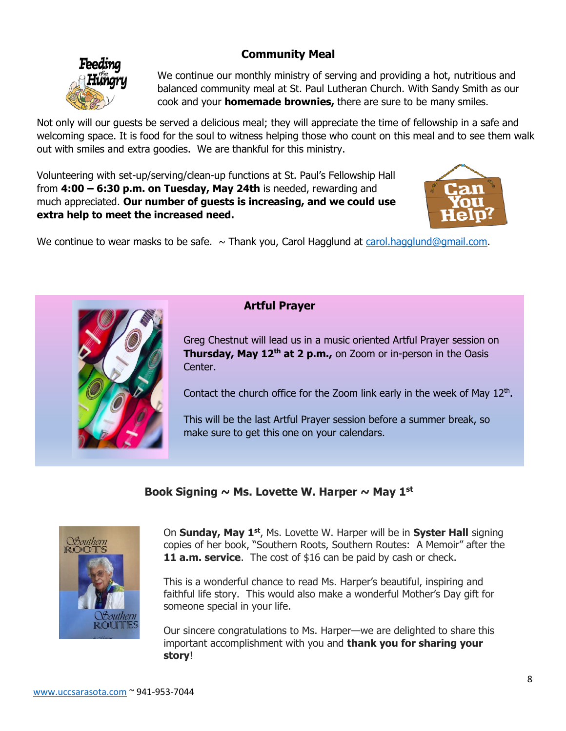## Community Meal

We continue our monthly ministry of serving and providing a hot, nutritious and balanced community meal at St. Paul Lutheran Church. With Sandy Smith as our cook and your **homemade brownies,** there are sure to be many smiles.

Not only will our guests be served a delicious meal; they will appreciate the time of fellowship in a safe and welcoming space. It is food for the soul to witness helping those who count on this meal and to see them walk out with smiles and extra goodies. We are thankful for this ministry.

Volunteering with set-up/serving/clean-up functions at St. Paul's Fellowship Hall from **4:00 – 6:30 p.m. on Tuesday, May 24th** is needed, rewarding and much appreciated. **Our number of guests is increasing, and we could use extra help to meet the increased need.**

We continue to wear masks to be safe. ~ Thank you, Carol Hagglund at carol.hagglund@gmail.com.

## Artful Prayer

Greg Chestnut will lead us in a music oriented Artful Prayer session on **Thursday, May 12th at 2 p.m.,** on Zoom or in-person in the Oasis Center.

Contact the church office for the Zoom link early in the week of May 12th.

This will be the last Artful Prayer session before a summer break, so make sure to get this one on your calendars.

## Book Signing ~ Ms. Lovette W. Harper ~ May 1st

On **Sunday, May 1st**, Ms. Lovette W. Harper will be in **Syster Hall** signing copies of her book, "Southern Roots, Southern Routes: A Memoir" after the **11 a.m. service**. The cost of $16 can be paid by cash or check.

This is a wonderful chance to read Ms. Harper's beautiful, inspiring and faithful life story. This would also make a wonderful Mother's Day gift for someone special in your life.

Our sincere congratulations to Ms. Harper—we are delighted to share this important accomplishment with you and **thank you for sharing your story**!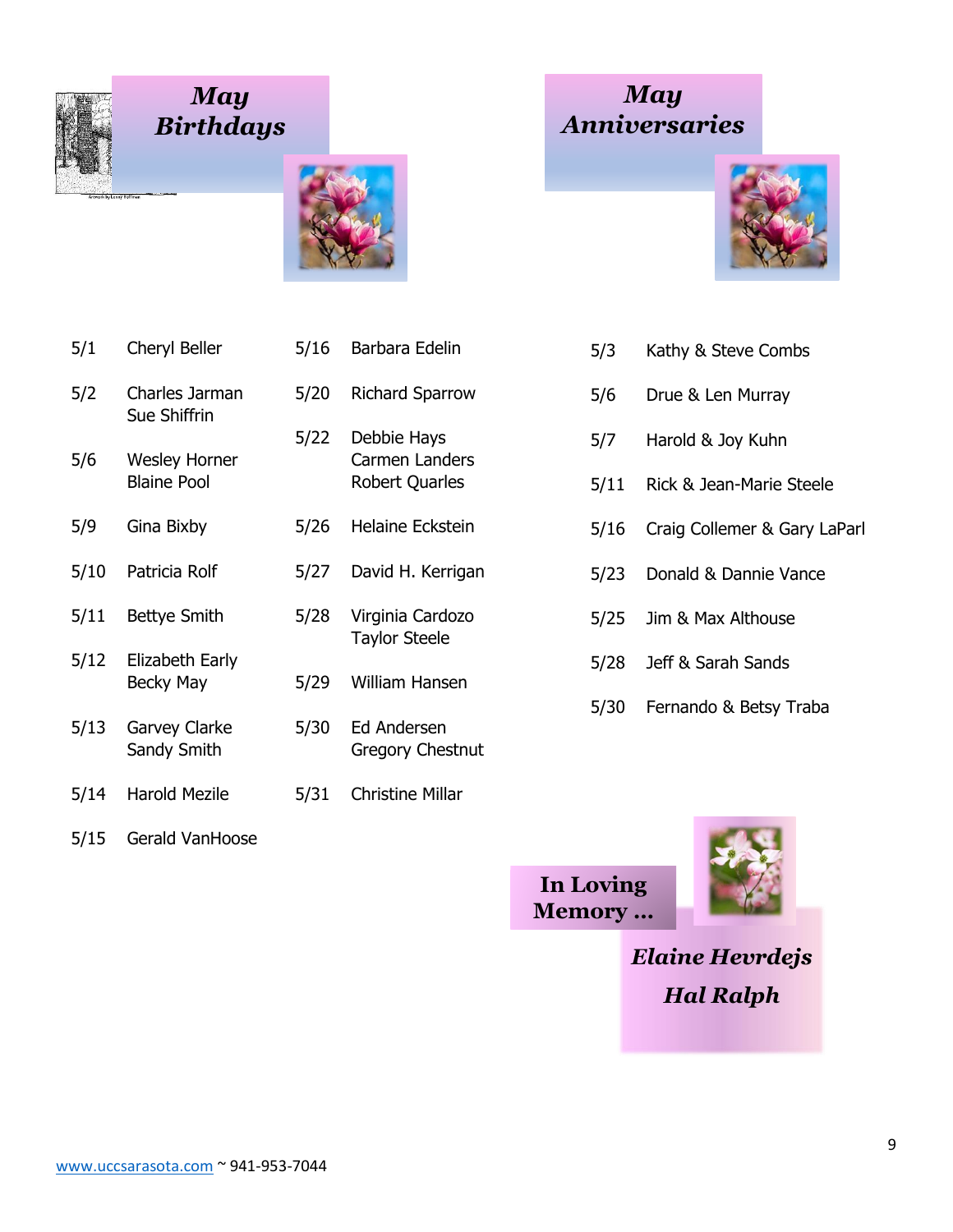## May Birthdays

5/1 Cheryl Beller

5/2 Charles Jarman
Sue Shiffrin

5/6 Wesley Horner
Blaine Pool

5/9 Gina Bixby

5/10 Patricia Rolf

5/11 Bettye Smith

5/12 Elizabeth Early
Becky May

5/13 Garvey Clarke
Sandy Smith

5/14 Harold Mezile

5/15 Gerald VanHoose

5/16 Barbara Edelin

5/20 Richard Sparrow

5/22 Debbie Hays
Carmen Landers
Robert Quarles

5/26 Helaine Eckstein

5/27 David H. Kerrigan

5/28 Virginia Cardozo
Taylor Steele

5/29 William Hansen

5/30 Ed Andersen
Gregory Chestnut

5/31 Christine Millar

## May Anniversaries

5/3 Kathy & Steve Combs

5/6 Drue & Len Murray

5/7 Harold & Joy Kuhn

5/11 Rick & Jean-Marie Steele

5/16 Craig Collemer & Gary LaParl

5/23 Donald & Dannie Vance

5/25 Jim & Max Althouse

5/28 Jeff & Sarah Sands

5/30 Fernando & Betsy Traba

## In Loving Memory …

***Elaine Hevrdejs***

***Hal Ralph***

www.uccsarasota.com ~ 941-953-7044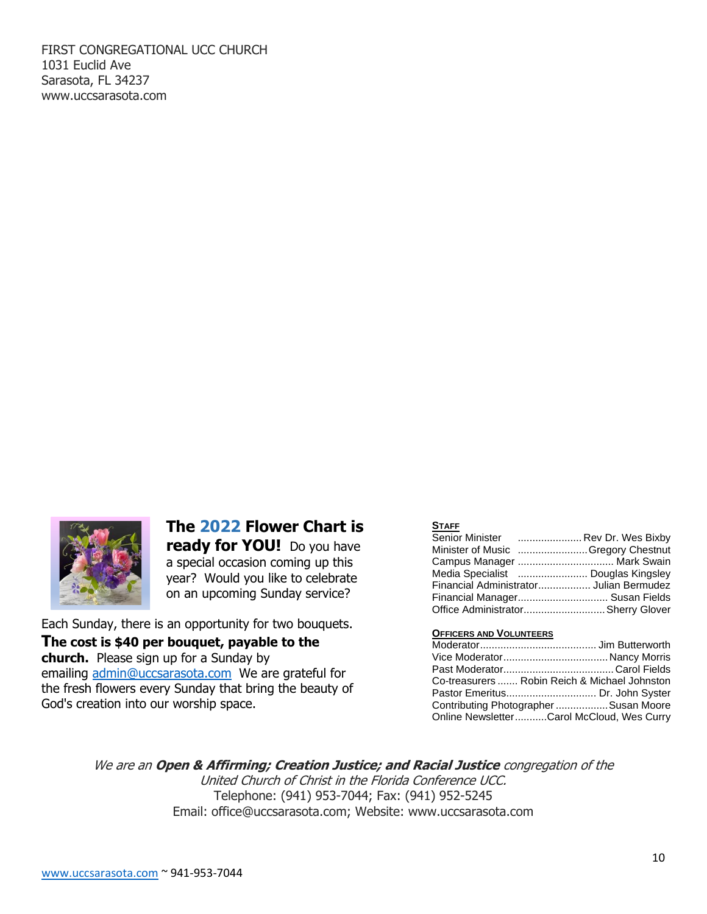FIRST CONGREGATIONAL UCC CHURCH
1031 Euclid Ave
Sarasota, FL 34237
www.uccsarasota.com

## The 2022 Flower Chart is ready for YOU!

Do you have a special occasion coming up this year? Would you like to celebrate on an upcoming Sunday service?

Each Sunday, there is an opportunity for two bouquets. **The cost is $40 per bouquet, payable to the church.** Please sign up for a Sunday by emailing admin@uccsarasota.com We are grateful for the fresh flowers every Sunday that bring the beauty of God's creation into our worship space.

**STAFF**

Senior Minister ...................... Rev Dr. Wes Bixby
Minister of Music ........................ Gregory Chestnut
Campus Manager ................................ Mark Swain
Media Specialist ........................ Douglas Kingsley
Financial Administrator.................. Julian Bermudez
Financial Manager.............................. Susan Fields
Office Administrator............................ Sherry Glover

**OFFICERS AND VOLUNTEERS**

Moderator........................................ Jim Butterworth
Vice Moderator.................................... Nancy Morris
Past Moderator...................................... Carol Fields
Co-treasurers ....... Robin Reich & Michael Johnston
Pastor Emeritus.............................. Dr. John Syster
Contributing Photographer .................. Susan Moore
Online Newsletter...........Carol McCloud, Wes Curry

*We are an **Open & Affirming; Creation Justice; and Racial Justice** congregation of the United Church of Christ in the Florida Conference UCC.*
Telephone: (941) 953-7044; Fax: (941) 952-5245
Email: office@uccsarasota.com; Website: www.uccsarasota.com